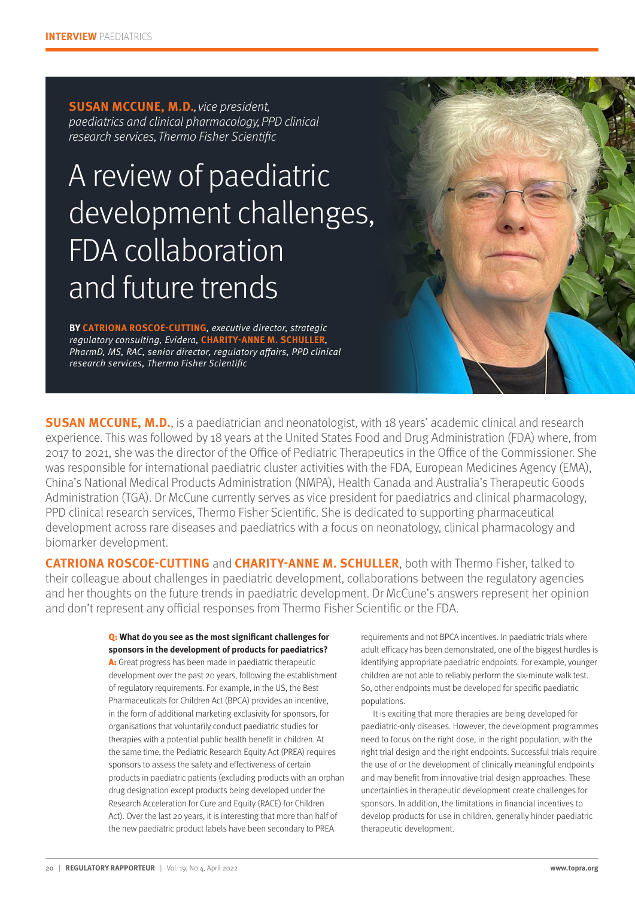**SUSAN MCCUNE, M.D.**, *vice president, paediatrics and clinical pharmacology, PPD clinical research services, Thermo Fisher Scientific*

# A review of paediatric development challenges, FDA collaboration and future trends

**BY CATRIONA ROSCOE-CUTTING**, *executive director, strategic regulatory consulting, Evidera*, **CHARITY-ANNE M. SCHULLER**, *PharmD, MS, RAC, senior director, regulatory affairs, PPD clinical research services, Thermo Fisher Scientific*

**SUSAN MCCUNE, M.D.**, is a paediatrician and neonatologist, with 18 years' academic clinical and research experience. This was followed by 18 years at the United States Food and Drug Administration (FDA) where, from 2017 to 2021, she was the director of the Office of Pediatric Therapeutics in the Office of the Commissioner. She was responsible for international paediatric cluster activities with the FDA, European Medicines Agency (EMA), China's National Medical Products Administration (NMPA), Health Canada and Australia's Therapeutic Goods Administration (TGA). Dr McCune currently serves as vice president for paediatrics and clinical pharmacology, PPD clinical research services, Thermo Fisher Scientific. She is dedicated to supporting pharmaceutical development across rare diseases and paediatrics with a focus on neonatology, clinical pharmacology and biomarker development.

**CATRIONA ROSCOE-CUTTING** and **CHARITY-ANNE M. SCHULLER**, both with Thermo Fisher, talked to their colleague about challenges in paediatric development, collaborations between the regulatory agencies and her thoughts on the future trends in paediatric development. Dr McCune's answers represent her opinion and don't represent any official responses from Thermo Fisher Scientific or the FDA.

**Q: What do you see as the most significant challenges for sponsors in the development of products for paediatrics?**

**A:** Great progress has been made in paediatric therapeutic development over the past 20 years, following the establishment of regulatory requirements. For example, in the US, the Best Pharmaceuticals for Children Act (BPCA) provides an incentive, in the form of additional marketing exclusivity for sponsors, for organisations that voluntarily conduct paediatric studies for therapies with a potential public health benefit in children. At the same time, the Pediatric Research Equity Act (PREA) requires sponsors to assess the safety and effectiveness of certain products in paediatric patients (excluding products with an orphan drug designation except products being developed under the Research Acceleration for Cure and Equity (RACE) for Children Act). Over the last 20 years, it is interesting that more than half of the new paediatric product labels have been secondary to PREA requirements and not BPCA incentives. In paediatric trials where adult efficacy has been demonstrated, one of the biggest hurdles is identifying appropriate paediatric endpoints. For example, younger children are not able to reliably perform the six-minute walk test. So, other endpoints must be developed for specific paediatric populations.

It is exciting that more therapies are being developed for paediatric-only diseases. However, the development programmes need to focus on the right dose, in the right population, with the right trial design and the right endpoints. Successful trials require the use of or the development of clinically meaningful endpoints and may benefit from innovative trial design approaches. These uncertainties in therapeutic development create challenges for sponsors. In addition, the limitations in financial incentives to develop products for use in children, generally hinder paediatric therapeutic development.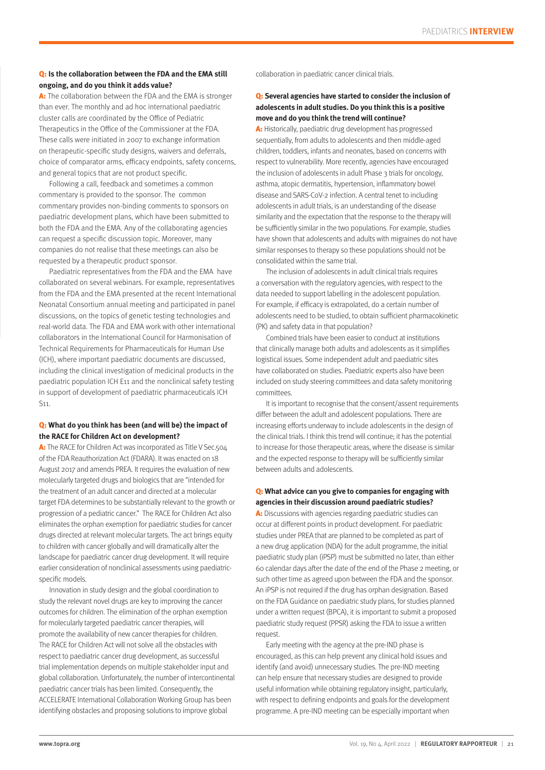**Q: Is the collaboration between the FDA and the EMA still ongoing, and do you think it adds value?**

**A:** The collaboration between the FDA and the EMA is stronger than ever. The monthly and ad hoc international paediatric cluster calls are coordinated by the Office of Pediatric Therapeutics in the Office of the Commissioner at the FDA. These calls were initiated in 2007 to exchange information on therapeutic-specific study designs, waivers and deferrals, choice of comparator arms, efficacy endpoints, safety concerns, and general topics that are not product specific.

Following a call, feedback and sometimes a common commentary is provided to the sponsor. The common commentary provides non-binding comments to sponsors on paediatric development plans, which have been submitted to both the FDA and the EMA. Any of the collaborating agencies can request a specific discussion topic. Moreover, many companies do not realise that these meetings can also be requested by a therapeutic product sponsor.

Paediatric representatives from the FDA and the EMA have collaborated on several webinars. For example, representatives from the FDA and the EMA presented at the recent International Neonatal Consortium annual meeting and participated in panel discussions, on the topics of genetic testing technologies and real-world data. The FDA and EMA work with other international collaborators in the International Council for Harmonisation of Technical Requirements for Pharmaceuticals for Human Use (ICH), where important paediatric documents are discussed, including the clinical investigation of medicinal products in the paediatric population ICH E11 and the nonclinical safety testing in support of development of paediatric pharmaceuticals ICH S11.

**Q: What do you think has been (and will be) the impact of the RACE for Children Act on development?**

**A:** The RACE for Children Act was incorporated as Title V Sec.504 of the FDA Reauthorization Act (FDARA). It was enacted on 18 August 2017 and amends PREA. It requires the evaluation of new molecularly targeted drugs and biologics that are "intended for the treatment of an adult cancer and directed at a molecular target FDA determines to be substantially relevant to the growth or progression of a pediatric cancer." The RACE for Children Act also eliminates the orphan exemption for paediatric studies for cancer drugs directed at relevant molecular targets. The act brings equity to children with cancer globally and will dramatically alter the landscape for paediatric cancer drug development. It will require earlier consideration of nonclinical assessments using paediatric-specific models.

Innovation in study design and the global coordination to study the relevant novel drugs are key to improving the cancer outcomes for children. The elimination of the orphan exemption for molecularly targeted paediatric cancer therapies, will promote the availability of new cancer therapies for children. The RACE for Children Act will not solve all the obstacles with respect to paediatric cancer drug development, as successful trial implementation depends on multiple stakeholder input and global collaboration. Unfortunately, the number of intercontinental paediatric cancer trials has been limited. Consequently, the ACCELERATE International Collaboration Working Group has been identifying obstacles and proposing solutions to improve global collaboration in paediatric cancer clinical trials.

**Q: Several agencies have started to consider the inclusion of adolescents in adult studies. Do you think this is a positive move and do you think the trend will continue?**

**A:** Historically, paediatric drug development has progressed sequentially, from adults to adolescents and then middle-aged children, toddlers, infants and neonates, based on concerns with respect to vulnerability. More recently, agencies have encouraged the inclusion of adolescents in adult Phase 3 trials for oncology, asthma, atopic dermatitis, hypertension, inflammatory bowel disease and SARS-CoV-2 infection. A central tenet to including adolescents in adult trials, is an understanding of the disease similarity and the expectation that the response to the therapy will be sufficiently similar in the two populations. For example, studies have shown that adolescents and adults with migraines do not have similar responses to therapy so these populations should not be consolidated within the same trial.

The inclusion of adolescents in adult clinical trials requires a conversation with the regulatory agencies, with respect to the data needed to support labelling in the adolescent population. For example, if efficacy is extrapolated, do a certain number of adolescents need to be studied, to obtain sufficient pharmacokinetic (PK) and safety data in that population?

Combined trials have been easier to conduct at institutions that clinically manage both adults and adolescents as it simplifies logistical issues. Some independent adult and paediatric sites have collaborated on studies. Paediatric experts also have been included on study steering committees and data safety monitoring committees.

It is important to recognise that the consent/assent requirements differ between the adult and adolescent populations. There are increasing efforts underway to include adolescents in the design of the clinical trials. I think this trend will continue; it has the potential to increase for those therapeutic areas, where the disease is similar and the expected response to therapy will be sufficiently similar between adults and adolescents.

**Q: What advice can you give to companies for engaging with agencies in their discussion around paediatric studies?**

**A:** Discussions with agencies regarding paediatric studies can occur at different points in product development. For paediatric studies under PREA that are planned to be completed as part of a new drug application (NDA) for the adult programme, the initial paediatric study plan (iPSP) must be submitted no later, than either 60 calendar days after the date of the end of the Phase 2 meeting, or such other time as agreed upon between the FDA and the sponsor. An iPSP is not required if the drug has orphan designation. Based on the FDA Guidance on paediatric study plans, for studies planned under a written request (BPCA), it is important to submit a proposed paediatric study request (PPSR) asking the FDA to issue a written request.

Early meeting with the agency at the pre-IND phase is encouraged, as this can help prevent any clinical hold issues and identify (and avoid) unnecessary studies. The pre-IND meeting can help ensure that necessary studies are designed to provide useful information while obtaining regulatory insight, particularly, with respect to defining endpoints and goals for the development programme. A pre-IND meeting can be especially important when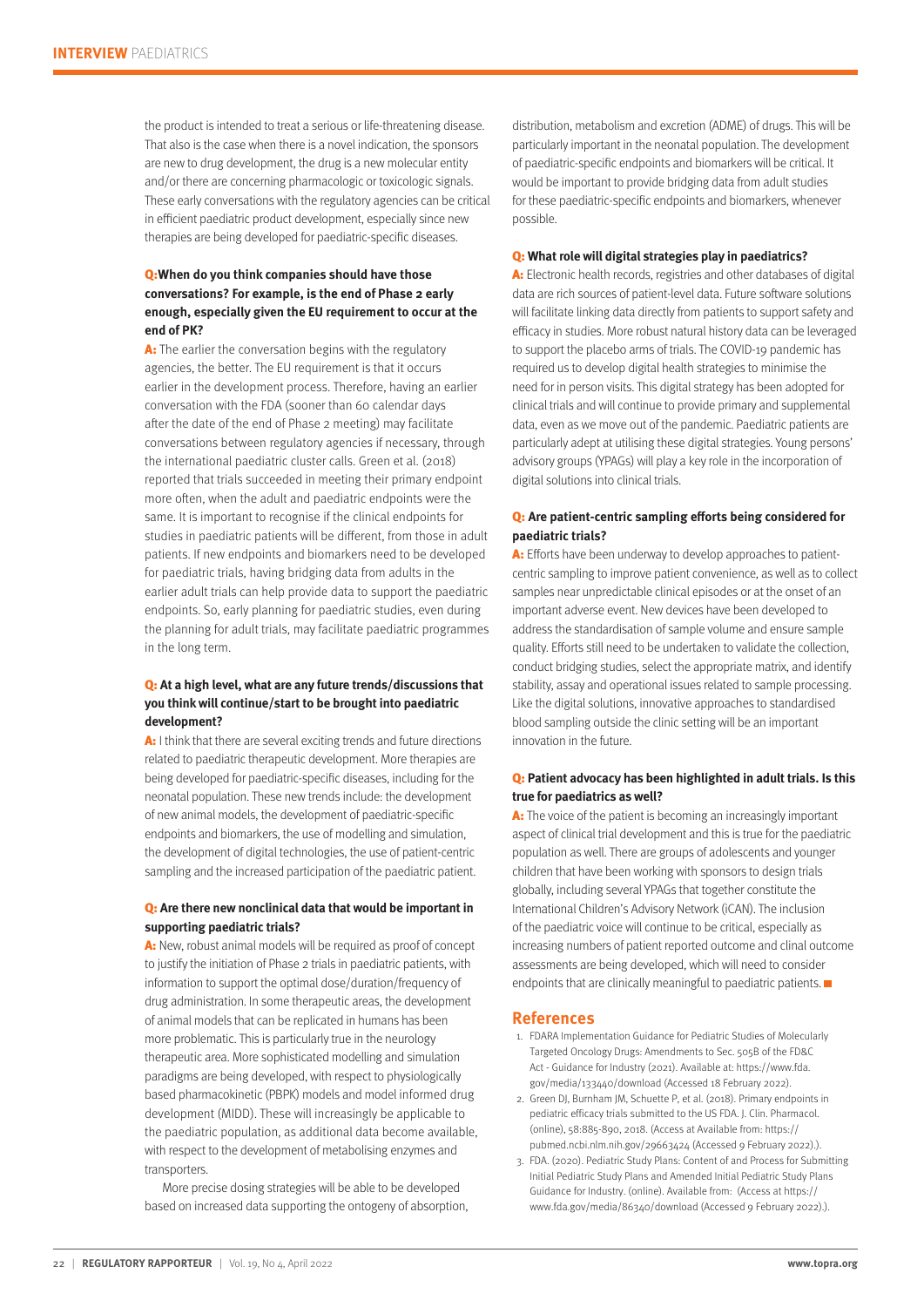the product is intended to treat a serious or life-threatening disease. That also is the case when there is a novel indication, the sponsors are new to drug development, the drug is a new molecular entity and/or there are concerning pharmacologic or toxicologic signals. These early conversations with the regulatory agencies can be critical in efficient paediatric product development, especially since new therapies are being developed for paediatric-specific diseases.

**Q: When do you think companies should have those conversations? For example, is the end of Phase 2 early enough, especially given the EU requirement to occur at the end of PK?**

**A:** The earlier the conversation begins with the regulatory agencies, the better. The EU requirement is that it occurs earlier in the development process. Therefore, having an earlier conversation with the FDA (sooner than 60 calendar days after the date of the end of Phase 2 meeting) may facilitate conversations between regulatory agencies if necessary, through the international paediatric cluster calls. Green et al. (2018) reported that trials succeeded in meeting their primary endpoint more often, when the adult and paediatric endpoints were the same. It is important to recognise if the clinical endpoints for studies in paediatric patients will be different, from those in adult patients. If new endpoints and biomarkers need to be developed for paediatric trials, having bridging data from adults in the earlier adult trials can help provide data to support the paediatric endpoints. So, early planning for paediatric studies, even during the planning for adult trials, may facilitate paediatric programmes in the long term.

**Q: At a high level, what are any future trends/discussions that you think will continue/start to be brought into paediatric development?**

**A:** I think that there are several exciting trends and future directions related to paediatric therapeutic development. More therapies are being developed for paediatric-specific diseases, including for the neonatal population. These new trends include: the development of new animal models, the development of paediatric-specific endpoints and biomarkers, the use of modelling and simulation, the development of digital technologies, the use of patient-centric sampling and the increased participation of the paediatric patient.

**Q: Are there new nonclinical data that would be important in supporting paediatric trials?**

**A:** New, robust animal models will be required as proof of concept to justify the initiation of Phase 2 trials in paediatric patients, with information to support the optimal dose/duration/frequency of drug administration. In some therapeutic areas, the development of animal models that can be replicated in humans has been more problematic. This is particularly true in the neurology therapeutic area. More sophisticated modelling and simulation paradigms are being developed, with respect to physiologically based pharmacokinetic (PBPK) models and model informed drug development (MIDD). These will increasingly be applicable to the paediatric population, as additional data become available, with respect to the development of metabolising enzymes and transporters.

More precise dosing strategies will be able to be developed based on increased data supporting the ontogeny of absorption, distribution, metabolism and excretion (ADME) of drugs. This will be particularly important in the neonatal population. The development of paediatric-specific endpoints and biomarkers will be critical. It would be important to provide bridging data from adult studies for these paediatric-specific endpoints and biomarkers, whenever possible.

**Q: What role will digital strategies play in paediatrics?**

**A:** Electronic health records, registries and other databases of digital data are rich sources of patient-level data. Future software solutions will facilitate linking data directly from patients to support safety and efficacy in studies. More robust natural history data can be leveraged to support the placebo arms of trials. The COVID-19 pandemic has required us to develop digital health strategies to minimise the need for in person visits. This digital strategy has been adopted for clinical trials and will continue to provide primary and supplemental data, even as we move out of the pandemic. Paediatric patients are particularly adept at utilising these digital strategies. Young persons' advisory groups (YPAGs) will play a key role in the incorporation of digital solutions into clinical trials.

**Q: Are patient-centric sampling efforts being considered for paediatric trials?**

**A:** Efforts have been underway to develop approaches to patient-centric sampling to improve patient convenience, as well as to collect samples near unpredictable clinical episodes or at the onset of an important adverse event. New devices have been developed to address the standardisation of sample volume and ensure sample quality. Efforts still need to be undertaken to validate the collection, conduct bridging studies, select the appropriate matrix, and identify stability, assay and operational issues related to sample processing. Like the digital solutions, innovative approaches to standardised blood sampling outside the clinic setting will be an important innovation in the future.

**Q: Patient advocacy has been highlighted in adult trials. Is this true for paediatrics as well?**

**A:** The voice of the patient is becoming an increasingly important aspect of clinical trial development and this is true for the paediatric population as well. There are groups of adolescents and younger children that have been working with sponsors to design trials globally, including several YPAGs that together constitute the International Children's Advisory Network (iCAN). The inclusion of the paediatric voice will continue to be critical, especially as increasing numbers of patient reported outcome and clinal outcome assessments are being developed, which will need to consider endpoints that are clinically meaningful to paediatric patients. ■

## References

1. FDARA Implementation Guidance for Pediatric Studies of Molecularly Targeted Oncology Drugs: Amendments to Sec. 505B of the FD&C Act - Guidance for Industry (2021). Available at: https://www.fda.gov/media/133440/download (Accessed 18 February 2022).
2. Green DJ, Burnham JM, Schuette P, et al. (2018). Primary endpoints in pediatric efficacy trials submitted to the US FDA. J. Clin. Pharmacol. (online), 58:885-890, 2018. (Access at Available from: https://pubmed.ncbi.nlm.nih.gov/29663424 (Accessed 9 February 2022).).
3. FDA. (2020). Pediatric Study Plans: Content of and Process for Submitting Initial Pediatric Study Plans and Amended Initial Pediatric Study Plans Guidance for Industry. (online). Available from: (Access at https://www.fda.gov/media/86340/download (Accessed 9 February 2022).).